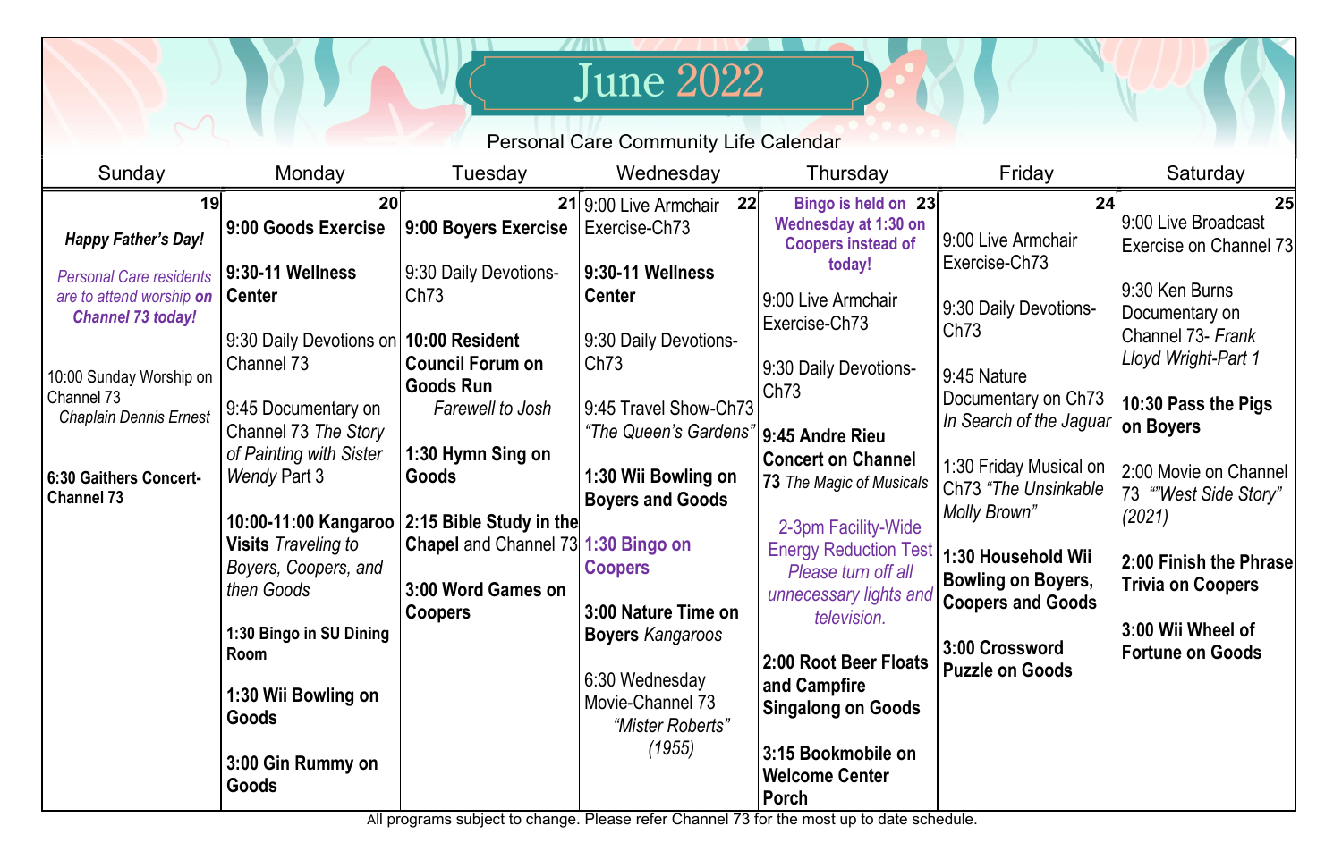# June 2022

Personal Care Community Life Calendar

| Sunday | Monday | Tuesday | Wednesday | Thursday | Friday | Saturday |
|---|---|---|---|---|---|---|
| 19<br>***Happy Father's Day!***<br>*Personal Care residents are to attend worship* ***on Channel 73 today!***<br>10:00 Sunday Worship on Channel 73<br>*Chaplain Dennis Ernest*<br>**6:30 Gaithers Concert-Channel 73** | 20<br>**9:00 Goods Exercise**<br>**9:30-11 Wellness Center**<br>9:30 Daily Devotions on Channel 73<br>9:45 Documentary on Channel 73 *The Story of Painting with Sister Wendy* Part 3<br>**10:00-11:00 Kangaroo Visits** *Traveling to Boyers, Coopers, and then Goods*<br>**1:30 Bingo in SU Dining Room**<br>**1:30 Wii Bowling on Goods**<br>**3:00 Gin Rummy on Goods** | 21<br>**9:00 Boyers Exercise**<br>9:30 Daily Devotions-Ch73<br>**10:00 Resident Council Forum on Goods Run**<br>*Farewell to Josh*<br>**1:30 Hymn Sing on Goods**<br>**2:15 Bible Study in the Chapel** and Channel 73<br>**3:00 Word Games on Coopers** | 22<br>9:00 Live Armchair Exercise-Ch73<br>**9:30-11 Wellness Center**<br>9:30 Daily Devotions-Ch73<br>9:45 Travel Show-Ch73 *"The Queen's Gardens"*<br>**1:30 Wii Bowling on Boyers and Goods**<br>**1:30 Bingo on Coopers**<br>**3:00 Nature Time on Boyers** *Kangaroos*<br>6:30 Wednesday Movie-Channel 73 *"Mister Roberts" (1955)* | 23<br>**Bingo is held on Wednesday at 1:30 on Coopers instead of today!**<br>9:00 Live Armchair Exercise-Ch73<br>9:30 Daily Devotions-Ch73<br>**9:45 Andre Rieu Concert on Channel 73** *The Magic of Musicals*<br>2-3pm Facility-Wide Energy Reduction Test<br>*Please turn off all unnecessary lights and television.*<br>**2:00 Root Beer Floats and Campfire Singalong on Goods**<br>**3:15 Bookmobile on Welcome Center Porch** | 24<br>9:00 Live Armchair Exercise-Ch73<br>9:30 Daily Devotions-Ch73<br>9:45 Nature Documentary on Ch73 *In Search of the Jaguar*<br>1:30 Friday Musical on Ch73 *"The Unsinkable Molly Brown"*<br>**1:30 Household Wii Bowling on Boyers, Coopers and Goods**<br>**3:00 Crossword Puzzle on Goods** | 25<br>9:00 Live Broadcast Exercise on Channel 73<br>9:30 Ken Burns Documentary on Channel 73- *Frank Lloyd Wright-Part 1*<br>**10:30 Pass the Pigs on Boyers**<br>2:00 Movie on Channel 73 *""West Side Story" (2021)*<br>**2:00 Finish the Phrase Trivia on Coopers**<br>**3:00 Wii Wheel of Fortune on Goods** |

All programs subject to change. Please refer Channel 73 for the most up to date schedule.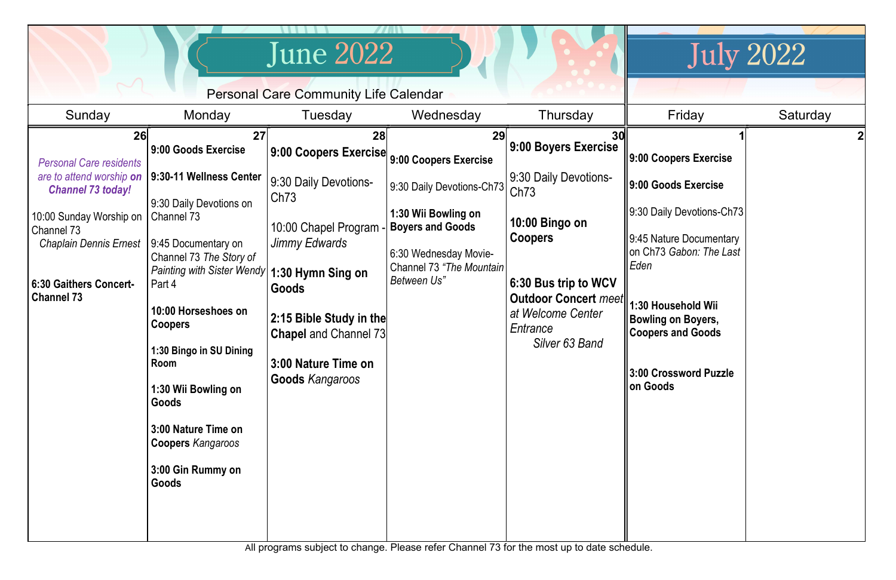# June 2022 | July 2022

Personal Care Community Life Calendar

| Sunday | Monday | Tuesday | Wednesday | Thursday | Friday | Saturday |
|---|---|---|---|---|---|---|
| **26**<br>*Personal Care residents are to attend worship* ***on Channel 73 today!***<br><br>10:00 Sunday Worship on Channel 73<br>*Chaplain Dennis Ernest*<br><br>**6:30 Gaithers Concert-Channel 73** | **27**<br>**9:00 Goods Exercise**<br><br>**9:30-11 Wellness Center**<br><br>9:30 Daily Devotions on Channel 73<br><br>9:45 Documentary on Channel 73 *The Story of Painting with Sister Wendy* Part 4<br><br>**10:00 Horseshoes on Coopers**<br><br>**1:30 Bingo in SU Dining Room**<br><br>**1:30 Wii Bowling on Goods**<br><br>**3:00 Nature Time on Coopers** *Kangaroos*<br><br>**3:00 Gin Rummy on Goods** | **28**<br>**9:00 Coopers Exercise**<br><br>9:30 Daily Devotions-Ch73<br><br>10:00 Chapel Program - *Jimmy Edwards*<br><br>**1:30 Hymn Sing on Goods**<br><br>**2:15 Bible Study in the Chapel** and Channel 73<br><br>**3:00 Nature Time on Goods** *Kangaroos* | **29**<br>**9:00 Coopers Exercise**<br><br>9:30 Daily Devotions-Ch73<br><br>**1:30 Wii Bowling on Boyers and Goods**<br><br>6:30 Wednesday Movie-Channel 73 *"The Mountain Between Us"* | **30**<br>**9:00 Boyers Exercise**<br><br>9:30 Daily Devotions-Ch73<br><br>**10:00 Bingo on Coopers**<br><br>**6:30 Bus trip to WCV Outdoor Concert** *meet at Welcome Center Entrance*<br>*Silver 63 Band* | **1**<br>**9:00 Coopers Exercise**<br><br>**9:00 Goods Exercise**<br><br>9:30 Daily Devotions-Ch73<br><br>9:45 Nature Documentary on Ch73 *Gabon: The Last Eden*<br><br>**1:30 Household Wii Bowling on Boyers, Coopers and Goods**<br><br>**3:00 Crossword Puzzle on Goods** | **2** |

All programs subject to change. Please refer Channel 73 for the most up to date schedule.